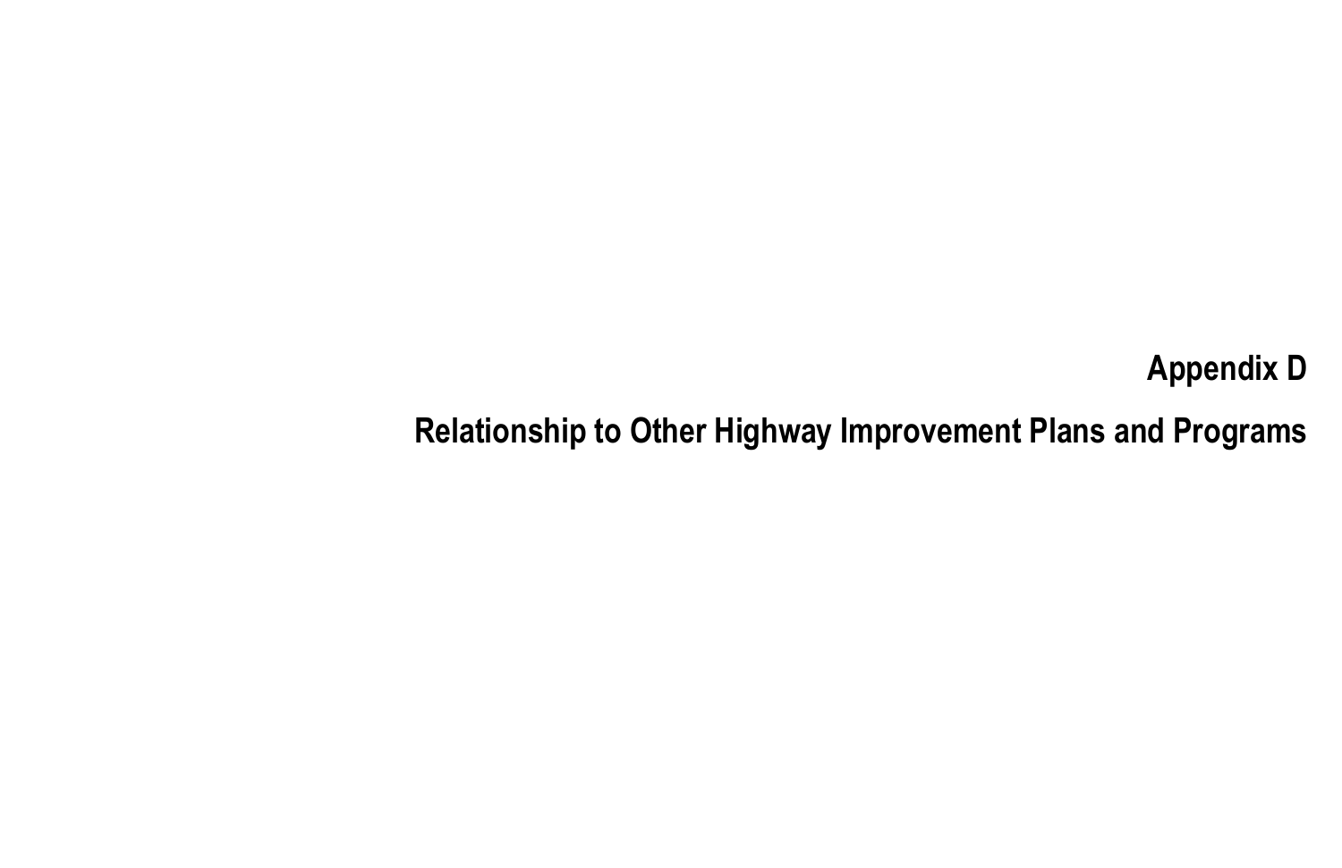# Appendix D

# Relationship to Other Highway Improvement Plans and Programs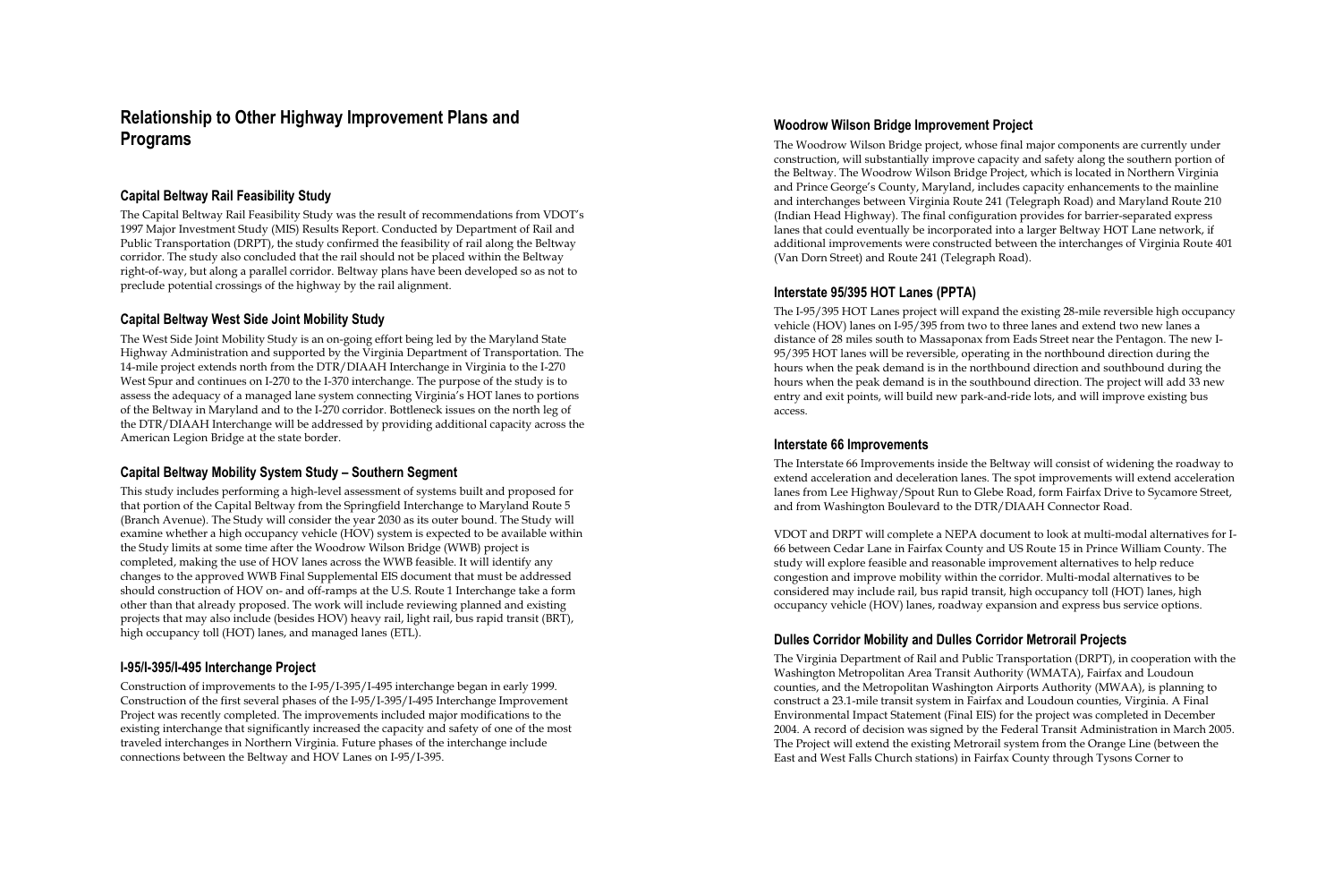## Relationship to Other Highway Improvement Plans and Programs

### Capital Beltway Rail Feasibility Study

The Capital Beltway Rail Feasibility Study was the result of recommendations from VDOT's 1997 Major Investment Study (MIS) Results Report. Conducted by Department of Rail and Public Transportation (DRPT), the study confirmed the feasibility of rail along the Beltway corridor. The study also concluded that the rail should not be placed within the Beltway right-of-way, but along a parallel corridor. Beltway plans have been developed so as not to preclude potential crossings of the highway by the rail alignment.

### Capital Beltway West Side Joint Mobility Study

The West Side Joint Mobility Study is an on-going effort being led by the Maryland State Highway Administration and supported by the Virginia Department of Transportation. The 14-mile project extends north from the DTR/DIAAH Interchange in Virginia to the I-270 West Spur and continues on I-270 to the I-370 interchange. The purpose of the study is to assess the adequacy of a managed lane system connecting Virginia's HOT lanes to portions of the Beltway in Maryland and to the I-270 corridor. Bottleneck issues on the north leg of the DTR/DIAAH Interchange will be addressed by providing additional capacity across the American Legion Bridge at the state border.

### Capital Beltway Mobility System Study – Southern Segment

This study includes performing a high-level assessment of systems built and proposed for that portion of the Capital Beltway from the Springfield Interchange to Maryland Route 5 (Branch Avenue). The Study will consider the year 2030 as its outer bound. The Study will examine whether a high occupancy vehicle (HOV) system is expected to be available within the Study limits at some time after the Woodrow Wilson Bridge (WWB) project is completed, making the use of HOV lanes across the WWB feasible. It will identify any changes to the approved WWB Final Supplemental EIS document that must be addressed should construction of HOV on- and off-ramps at the U.S. Route 1 Interchange take a form other than that already proposed. The work will include reviewing planned and existing projects that may also include (besides HOV) heavy rail, light rail, bus rapid transit (BRT), high occupancy toll (HOT) lanes, and managed lanes (ETL).

### I-95/I-395/I-495 Interchange Project

Construction of improvements to the I-95/I-395/I-495 interchange began in early 1999. Construction of the first several phases of the I-95/I-395/I-495 Interchange Improvement Project was recently completed. The improvements included major modifications to the existing interchange that significantly increased the capacity and safety of one of the most traveled interchanges in Northern Virginia. Future phases of the interchange include connections between the Beltway and HOV Lanes on I-95/I-395.

### Woodrow Wilson Bridge Improvement Project

The Woodrow Wilson Bridge project, whose final major components are currently under construction, will substantially improve capacity and safety along the southern portion of the Beltway. The Woodrow Wilson Bridge Project, which is located in Northern Virginia and Prince George's County, Maryland, includes capacity enhancements to the mainline and interchanges between Virginia Route 241 (Telegraph Road) and Maryland Route 210 (Indian Head Highway). The final configuration provides for barrier-separated express lanes that could eventually be incorporated into a larger Beltway HOT Lane network, if additional improvements were constructed between the interchanges of Virginia Route 401 (Van Dorn Street) and Route 241 (Telegraph Road).

### Interstate 95/395 HOT Lanes (PPTA)

The I-95/395 HOT Lanes project will expand the existing 28-mile reversible high occupancy vehicle (HOV) lanes on I-95/395 from two to three lanes and extend two new lanes a distance of 28 miles south to Massaponax from Eads Street near the Pentagon. The new I-95/395 HOT lanes will be reversible, operating in the northbound direction during the hours when the peak demand is in the northbound direction and southbound during the hours when the peak demand is in the southbound direction. The project will add 33 new entry and exit points, will build new park-and-ride lots, and will improve existing bus access.

### Interstate 66 Improvements

The Interstate 66 Improvements inside the Beltway will consist of widening the roadway to extend acceleration and deceleration lanes. The spot improvements will extend acceleration lanes from Lee Highway/Spout Run to Glebe Road, form Fairfax Drive to Sycamore Street, and from Washington Boulevard to the DTR/DIAAH Connector Road.

VDOT and DRPT will complete a NEPA document to look at multi-modal alternatives for I-66 between Cedar Lane in Fairfax County and US Route 15 in Prince William County. The study will explore feasible and reasonable improvement alternatives to help reduce congestion and improve mobility within the corridor. Multi-modal alternatives to be considered may include rail, bus rapid transit, high occupancy toll (HOT) lanes, high occupancy vehicle (HOV) lanes, roadway expansion and express bus service options.

### Dulles Corridor Mobility and Dulles Corridor Metrorail Projects

The Virginia Department of Rail and Public Transportation (DRPT), in cooperation with the Washington Metropolitan Area Transit Authority (WMATA), Fairfax and Loudoun counties, and the Metropolitan Washington Airports Authority (MWAA), is planning to construct a 23.1-mile transit system in Fairfax and Loudoun counties, Virginia. A Final Environmental Impact Statement (Final EIS) for the project was completed in December 2004. A record of decision was signed by the Federal Transit Administration in March 2005. The Project will extend the existing Metrorail system from the Orange Line (between the East and West Falls Church stations) in Fairfax County through Tysons Corner to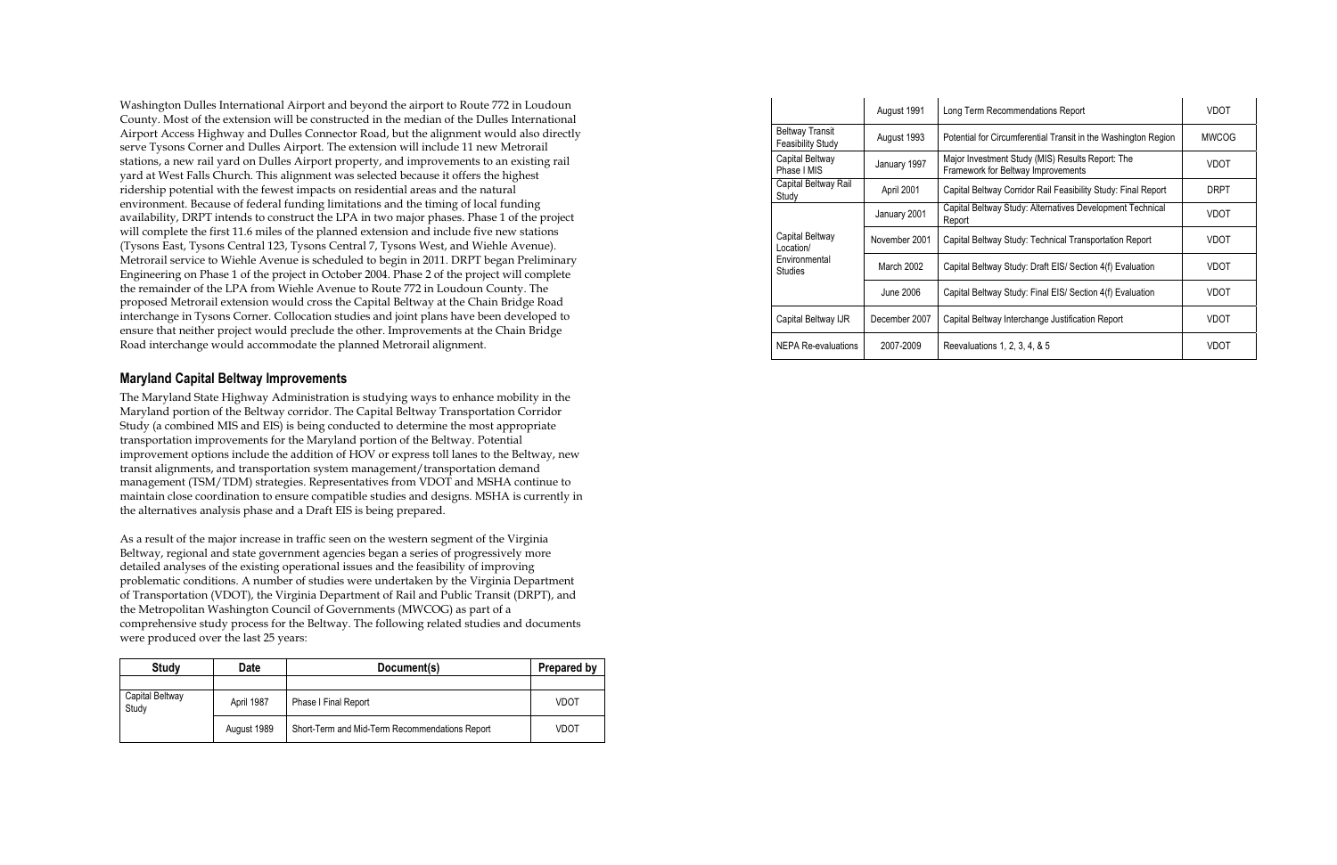Washington Dulles International Airport and beyond the airport to Route 772 in Loudoun County. Most of the extension will be constructed in the median of the Dulles International Airport Access Highway and Dulles Connector Road, but the alignment would also directly serve Tysons Corner and Dulles Airport. The extension will include 11 new Metrorail stations, a new rail yard on Dulles Airport property, and improvements to an existing rail yard at West Falls Church. This alignment was selected because it offers the highest ridership potential with the fewest impacts on residential areas and the natural environment. Because of federal funding limitations and the timing of local funding availability, DRPT intends to construct the LPA in two major phases. Phase 1 of the project will complete the first 11.6 miles of the planned extension and include five new stations (Tysons East, Tysons Central 123, Tysons Central 7, Tysons West, and Wiehle Avenue). Metrorail service to Wiehle Avenue is scheduled to begin in 2011. DRPT began Preliminary Engineering on Phase 1 of the project in October 2004. Phase 2 of the project will complete the remainder of the LPA from Wiehle Avenue to Route 772 in Loudoun County. The proposed Metrorail extension would cross the Capital Beltway at the Chain Bridge Road interchange in Tysons Corner. Collocation studies and joint plans have been developed to ensure that neither project would preclude the other. Improvements at the Chain Bridge Road interchange would accommodate the planned Metrorail alignment.

## Maryland Capital Beltway Improvements

The Maryland State Highway Administration is studying ways to enhance mobility in the Maryland portion of the Beltway corridor. The Capital Beltway Transportation Corridor Study (a combined MIS and EIS) is being conducted to determine the most appropriate transportation improvements for the Maryland portion of the Beltway. Potential improvement options include the addition of HOV or express toll lanes to the Beltway, new transit alignments, and transportation system management/transportation demand management (TSM/TDM) strategies. Representatives from VDOT and MSHA continue to maintain close coordination to ensure compatible studies and designs. MSHA is currently in the alternatives analysis phase and a Draft EIS is being prepared.

As a result of the major increase in traffic seen on the western segment of the Virginia Beltway, regional and state government agencies began a series of progressively more detailed analyses of the existing operational issues and the feasibility of improving problematic conditions. A number of studies were undertaken by the Virginia Department of Transportation (VDOT), the Virginia Department of Rail and Public Transit (DRPT), and the Metropolitan Washington Council of Governments (MWCOG) as part of a comprehensive study process for the Beltway. The following related studies and documents were produced over the last 25 years:

| Study | Date | Document(s) | Prepared by |
|---|---|---|---|
| | | | |
| Capital Beltway Study | April 1987 | Phase I Final Report | VDOT |
| | August 1989 | Short-Term and Mid-Term Recommendations Report | VDOT |
| | August 1991 | Long Term Recommendations Report | VDOT |
| Beltway Transit Feasibility Study | August 1993 | Potential for Circumferential Transit in the Washington Region | MWCOG |
| Capital Beltway Phase I MIS | January 1997 | Major Investment Study (MIS) Results Report: The Framework for Beltway Improvements | VDOT |
| Capital Beltway Rail Study | April 2001 | Capital Beltway Corridor Rail Feasibility Study: Final Report | DRPT |
| Capital Beltway Location/ Environmental Studies | January 2001 | Capital Beltway Study: Alternatives Development Technical Report | VDOT |
| | November 2001 | Capital Beltway Study: Technical Transportation Report | VDOT |
| | March 2002 | Capital Beltway Study: Draft EIS/ Section 4(f) Evaluation | VDOT |
| | June 2006 | Capital Beltway Study: Final EIS/ Section 4(f) Evaluation | VDOT |
| Capital Beltway IJR | December 2007 | Capital Beltway Interchange Justification Report | VDOT |
| NEPA Re-evaluations | 2007-2009 | Reevaluations 1, 2, 3, 4, & 5 | VDOT |